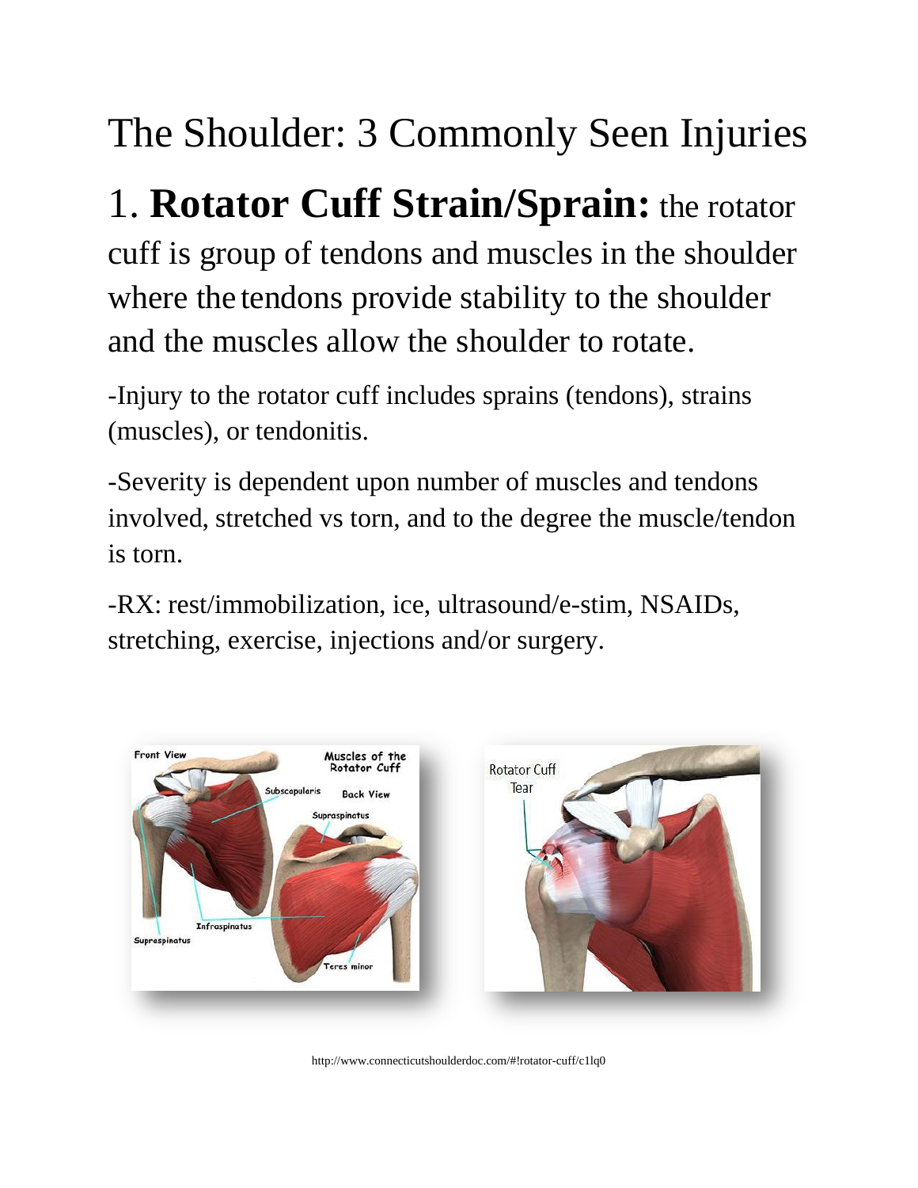# The Shoulder: 3 Commonly Seen Injuries

## 1. **Rotator Cuff Strain/Sprain:** the rotator cuff is group of tendons and muscles in the shoulder where the tendons provide stability to the shoulder and the muscles allow the shoulder to rotate.

-Injury to the rotator cuff includes sprains (tendons), strains (muscles), or tendonitis.

-Severity is dependent upon number of muscles and tendons involved, stretched vs torn, and to the degree the muscle/tendon is torn.

-RX: rest/immobilization, ice, ultrasound/e-stim, NSAIDs, stretching, exercise, injections and/or surgery.

http://www.connecticutshoulderdoc.com/#!rotator-cuff/c1lq0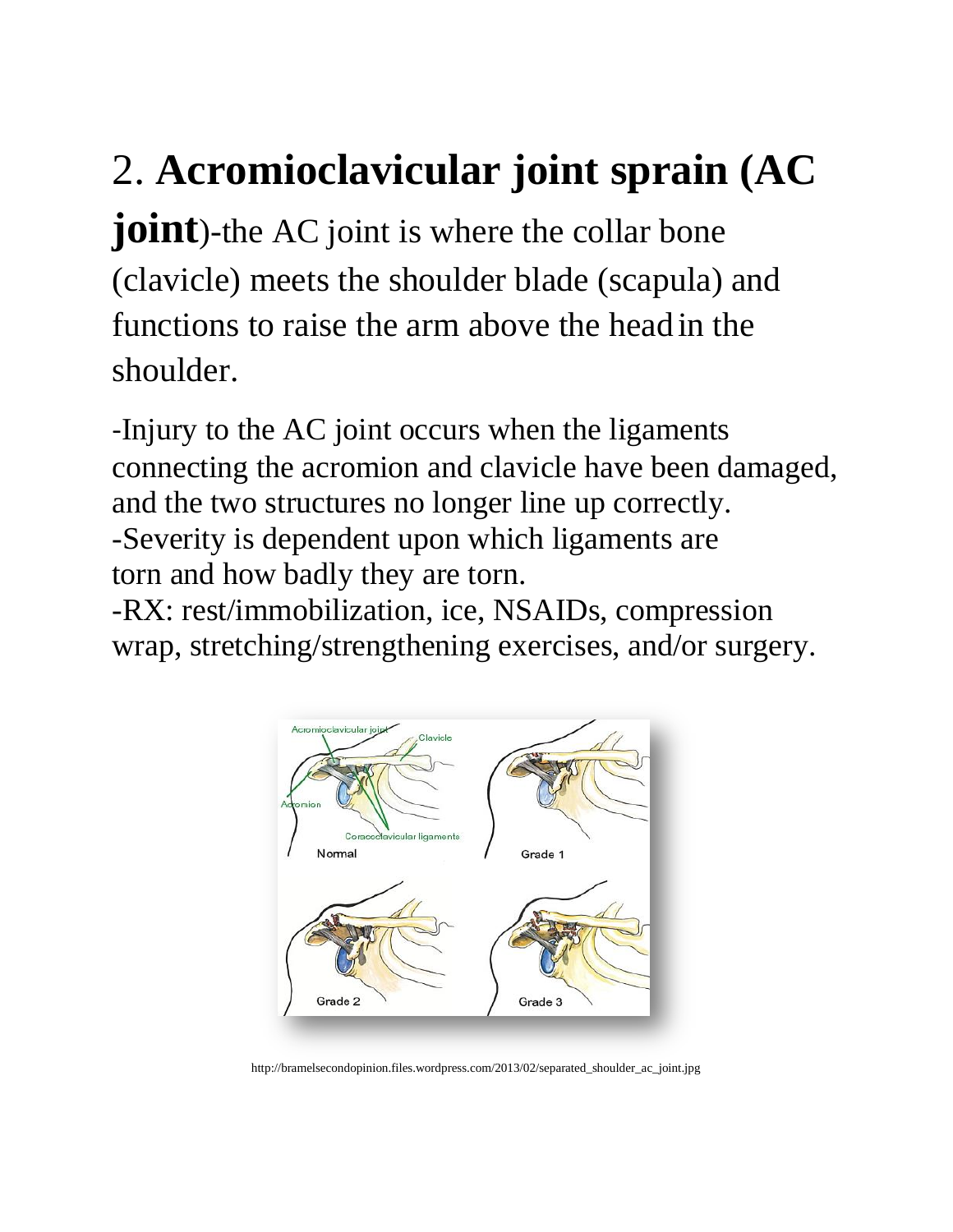2. **Acromioclavicular joint sprain (AC joint**)-the AC joint is where the collar bone (clavicle) meets the shoulder blade (scapula) and functions to raise the arm above the head in the shoulder.

-Injury to the AC joint occurs when the ligaments connecting the acromion and clavicle have been damaged, and the two structures no longer line up correctly.
-Severity is dependent upon which ligaments are torn and how badly they are torn.
-RX: rest/immobilization, ice, NSAIDs, compression wrap, stretching/strengthening exercises, and/or surgery.

http://bramelsecondopinion.files.wordpress.com/2013/02/separated_shoulder_ac_joint.jpg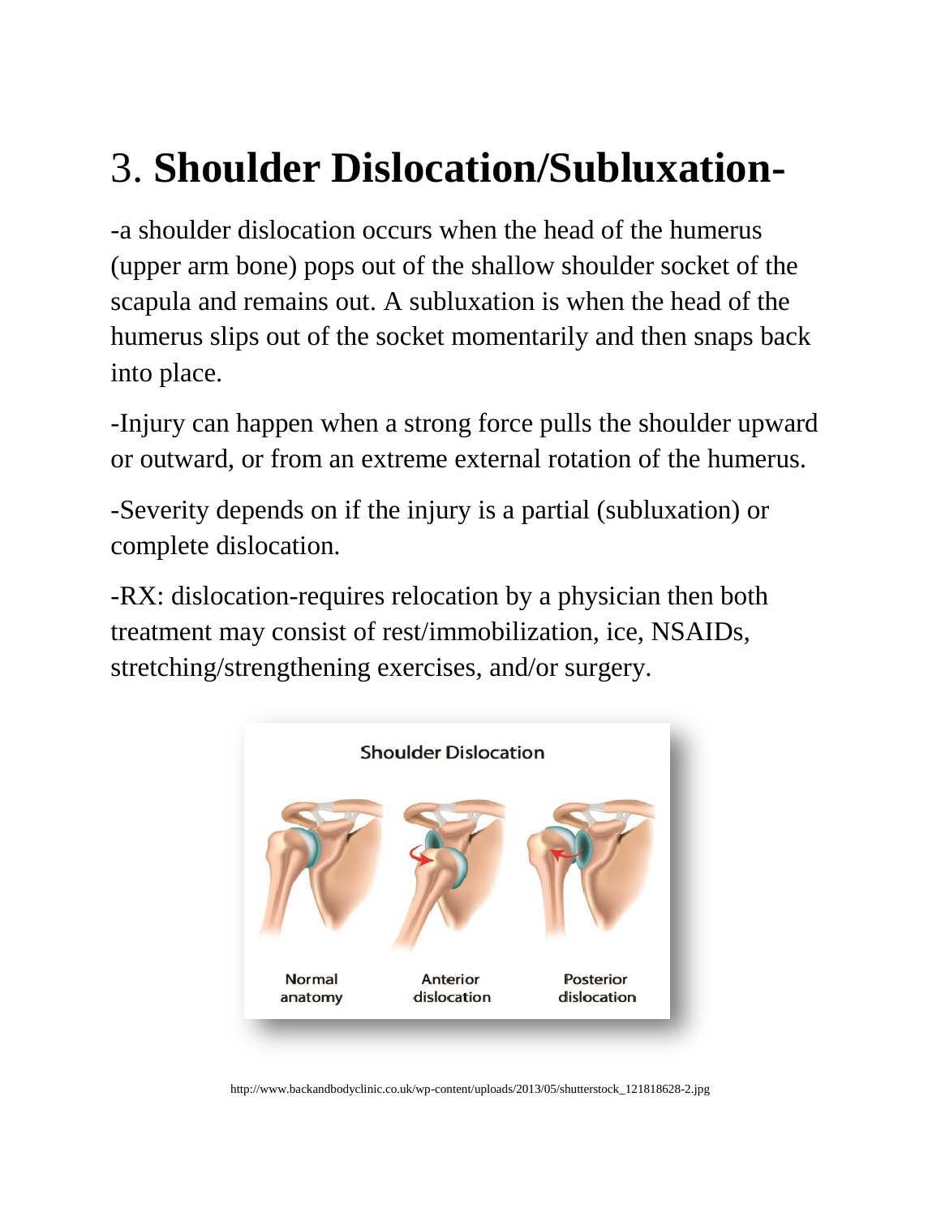# 3. **Shoulder Dislocation/Subluxation-**

-a shoulder dislocation occurs when the head of the humerus (upper arm bone) pops out of the shallow shoulder socket of the scapula and remains out. A subluxation is when the head of the humerus slips out of the socket momentarily and then snaps back into place.

-Injury can happen when a strong force pulls the shoulder upward or outward, or from an extreme external rotation of the humerus.

-Severity depends on if the injury is a partial (subluxation) or complete dislocation.

-RX: dislocation-requires relocation by a physician then both treatment may consist of rest/immobilization, ice, NSAIDs, stretching/strengthening exercises, and/or surgery.

http://www.backandbodyclinic.co.uk/wp-content/uploads/2013/05/shutterstock_121818628-2.jpg